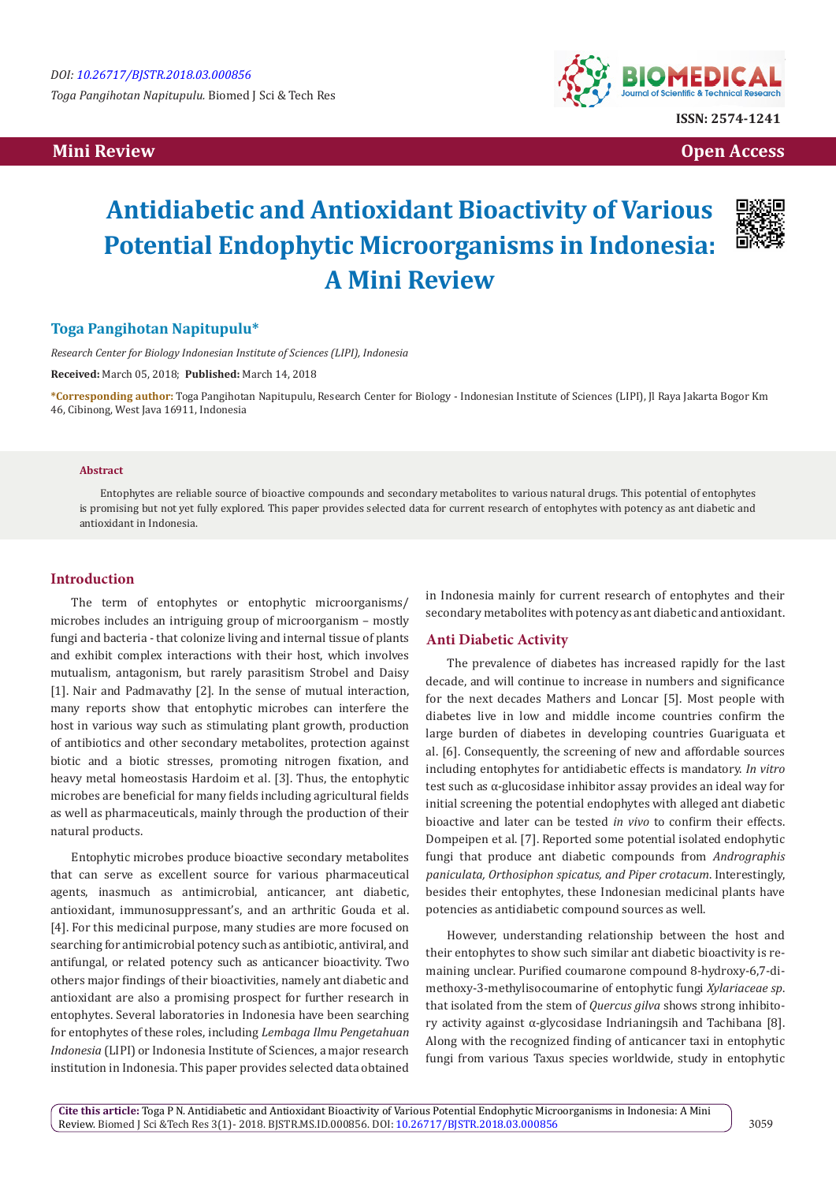DOI: 10.26717/BJSTR.2018.03.000856

*Toga Pangihotan Napitupulu.* Biomed J Sci & Tech Res

ISSN: 2574-1241

**Mini Review** **Open Access**

# Antidiabetic and Antioxidant Bioactivity of Various Potential Endophytic Microorganisms in Indonesia: A Mini Review

**Toga Pangihotan Napitupulu***

*Research Center for Biology Indonesian Institute of Sciences (LIPI), Indonesia*

**Received:** March 05, 2018; **Published:** March 14, 2018

***Corresponding author:** Toga Pangihotan Napitupulu, Research Center for Biology - Indonesian Institute of Sciences (LIPI), Jl Raya Jakarta Bogor Km 46, Cibinong, West Java 16911, Indonesia

### Abstract

Entophytes are reliable source of bioactive compounds and secondary metabolites to various natural drugs. This potential of entophytes is promising but not yet fully explored. This paper provides selected data for current research of entophytes with potency as ant diabetic and antioxidant in Indonesia.

## Introduction

The term of entophytes or entophytic microorganisms/ microbes includes an intriguing group of microorganism – mostly fungi and bacteria - that colonize living and internal tissue of plants and exhibit complex interactions with their host, which involves mutualism, antagonism, but rarely parasitism Strobel and Daisy [1]. Nair and Padmavathy [2]. In the sense of mutual interaction, many reports show that entophytic microbes can interfere the host in various way such as stimulating plant growth, production of antibiotics and other secondary metabolites, protection against biotic and a biotic stresses, promoting nitrogen fixation, and heavy metal homeostasis Hardoim et al. [3]. Thus, the entophytic microbes are beneficial for many fields including agricultural fields as well as pharmaceuticals, mainly through the production of their natural products.

Entophytic microbes produce bioactive secondary metabolites that can serve as excellent source for various pharmaceutical agents, inasmuch as antimicrobial, anticancer, ant diabetic, antioxidant, immunosuppressant's, and an arthritic Gouda et al. [4]. For this medicinal purpose, many studies are more focused on searching for antimicrobial potency such as antibiotic, antiviral, and antifungal, or related potency such as anticancer bioactivity. Two others major findings of their bioactivities, namely ant diabetic and antioxidant are also a promising prospect for further research in entophytes. Several laboratories in Indonesia have been searching for entophytes of these roles, including *Lembaga Ilmu Pengetahuan Indonesia* (LIPI) or Indonesia Institute of Sciences, a major research institution in Indonesia. This paper provides selected data obtained in Indonesia mainly for current research of entophytes and their secondary metabolites with potency as ant diabetic and antioxidant.

## Anti Diabetic Activity

The prevalence of diabetes has increased rapidly for the last decade, and will continue to increase in numbers and significance for the next decades Mathers and Loncar [5]. Most people with diabetes live in low and middle income countries confirm the large burden of diabetes in developing countries Guariguata et al. [6]. Consequently, the screening of new and affordable sources including entophytes for antidiabetic effects is mandatory. *In vitro* test such as α-glucosidase inhibitor assay provides an ideal way for initial screening the potential endophytes with alleged ant diabetic bioactive and later can be tested *in vivo* to confirm their effects. Dompeipen et al. [7]. Reported some potential isolated endophytic fungi that produce ant diabetic compounds from *Andrographis paniculata, Orthosiphon spicatus, and Piper crotacum*. Interestingly, besides their entophytes, these Indonesian medicinal plants have potencies as antidiabetic compound sources as well.

However, understanding relationship between the host and their entophytes to show such similar ant diabetic bioactivity is remaining unclear. Purified coumarone compound 8-hydroxy-6,7-dimethoxy-3-methylisocoumarine of entophytic fungi *Xylariaceae sp*. that isolated from the stem of *Quercus gilva* shows strong inhibitory activity against α-glycosidase Indrianingsih and Tachibana [8]. Along with the recognized finding of anticancer taxi in entophytic fungi from various Taxus species worldwide, study in entophytic

**Cite this article:** Toga P N. Antidiabetic and Antioxidant Bioactivity of Various Potential Endophytic Microorganisms in Indonesia: A Mini Review. Biomed J Sci &Tech Res 3(1)- 2018. BJSTR.MS.ID.000856. DOI: 10.26717/BJSTR.2018.03.000856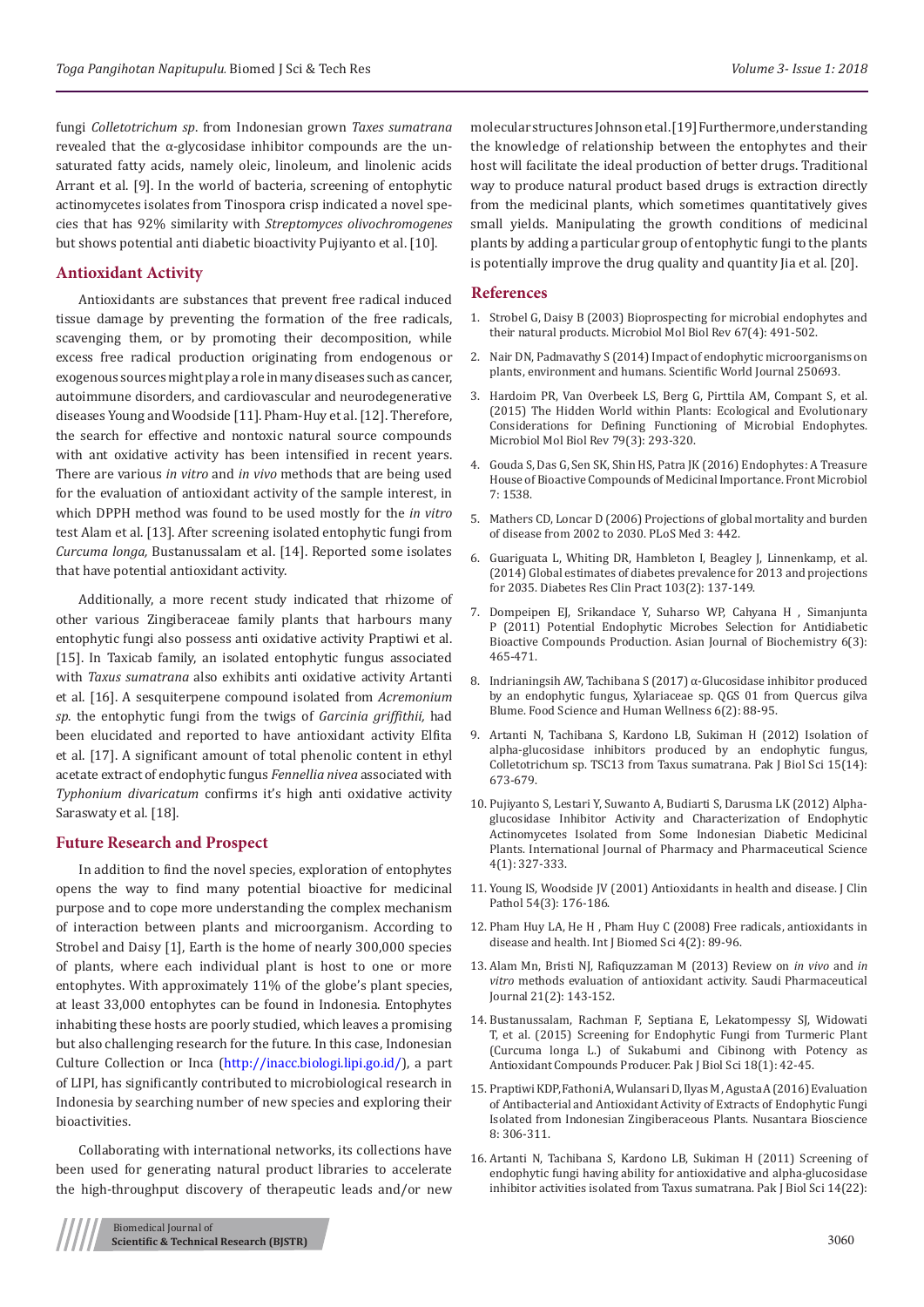fungi *Colletotrichum sp*. from Indonesian grown *Taxes sumatrana* revealed that the α-glycosidase inhibitor compounds are the unsaturated fatty acids, namely oleic, linoleum, and linolenic acids Arrant et al. [9]. In the world of bacteria, screening of entophytic actinomycetes isolates from Tinospora crisp indicated a novel species that has 92% similarity with *Streptomyces olivochromogenes* but shows potential anti diabetic bioactivity Pujiyanto et al. [10].

## Antioxidant Activity

Antioxidants are substances that prevent free radical induced tissue damage by preventing the formation of the free radicals, scavenging them, or by promoting their decomposition, while excess free radical production originating from endogenous or exogenous sources might play a role in many diseases such as cancer, autoimmune disorders, and cardiovascular and neurodegenerative diseases Young and Woodside [11]. Pham-Huy et al. [12]. Therefore, the search for effective and nontoxic natural source compounds with ant oxidative activity has been intensified in recent years. There are various *in vitro* and *in vivo* methods that are being used for the evaluation of antioxidant activity of the sample interest, in which DPPH method was found to be used mostly for the *in vitro* test Alam et al. [13]. After screening isolated entophytic fungi from *Curcuma longa,* Bustanussalam et al. [14]. Reported some isolates that have potential antioxidant activity.

Additionally, a more recent study indicated that rhizome of other various Zingiberaceae family plants that harbours many entophytic fungi also possess anti oxidative activity Praptiwi et al. [15]. In Taxicab family, an isolated entophytic fungus associated with *Taxus sumatrana* also exhibits anti oxidative activity Artanti et al. [16]. A sesquiterpene compound isolated from *Acremonium sp*. the entophytic fungi from the twigs of *Garcinia griffithii,* had been elucidated and reported to have antioxidant activity Elfita et al. [17]. A significant amount of total phenolic content in ethyl acetate extract of endophytic fungus *Fennellia nivea* associated with *Typhonium divaricatum* confirms it's high anti oxidative activity Saraswaty et al. [18].

## Future Research and Prospect

In addition to find the novel species, exploration of entophytes opens the way to find many potential bioactive for medicinal purpose and to cope more understanding the complex mechanism of interaction between plants and microorganism. According to Strobel and Daisy [1], Earth is the home of nearly 300,000 species of plants, where each individual plant is host to one or more entophytes. With approximately 11% of the globe's plant species, at least 33,000 entophytes can be found in Indonesia. Entophytes inhabiting these hosts are poorly studied, which leaves a promising but also challenging research for the future. In this case, Indonesian Culture Collection or Inca (http://inacc.biologi.lipi.go.id/), a part of LIPI, has significantly contributed to microbiological research in Indonesia by searching number of new species and exploring their bioactivities.

Collaborating with international networks, its collections have been used for generating natural product libraries to accelerate the high-throughput discovery of therapeutic leads and/or new molecular structures Johnson etal.[19] Furthermore, understanding the knowledge of relationship between the entophytes and their host will facilitate the ideal production of better drugs. Traditional way to produce natural product based drugs is extraction directly from the medicinal plants, which sometimes quantitatively gives small yields. Manipulating the growth conditions of medicinal plants by adding a particular group of entophytic fungi to the plants is potentially improve the drug quality and quantity Jia et al. [20].

## References

1. Strobel G, Daisy B (2003) Bioprospecting for microbial endophytes and their natural products. Microbiol Mol Biol Rev 67(4): 491-502.
2. Nair DN, Padmavathy S (2014) Impact of endophytic microorganisms on plants, environment and humans. Scientific World Journal 250693.
3. Hardoim PR, Van Overbeek LS, Berg G, Pirttila AM, Compant S, et al. (2015) The Hidden World within Plants: Ecological and Evolutionary Considerations for Defining Functioning of Microbial Endophytes. Microbiol Mol Biol Rev 79(3): 293-320.
4. Gouda S, Das G, Sen SK, Shin HS, Patra JK (2016) Endophytes: A Treasure House of Bioactive Compounds of Medicinal Importance. Front Microbiol 7: 1538.
5. Mathers CD, Loncar D (2006) Projections of global mortality and burden of disease from 2002 to 2030. PLoS Med 3: 442.
6. Guariguata L, Whiting DR, Hambleton I, Beagley J, Linnenkamp, et al. (2014) Global estimates of diabetes prevalence for 2013 and projections for 2035. Diabetes Res Clin Pract 103(2): 137-149.
7. Dompeipen EJ, Srikandace Y, Suharso WP, Cahyana H , Simanjunta P (2011) Potential Endophytic Microbes Selection for Antidiabetic Bioactive Compounds Production. Asian Journal of Biochemistry 6(3): 465-471.
8. Indrianingsih AW, Tachibana S (2017) α-Glucosidase inhibitor produced by an endophytic fungus, Xylariaceae sp. QGS 01 from Quercus gilva Blume. Food Science and Human Wellness 6(2): 88-95.
9. Artanti N, Tachibana S, Kardono LB, Sukiman H (2012) Isolation of alpha-glucosidase inhibitors produced by an endophytic fungus, Colletotrichum sp. TSC13 from Taxus sumatrana. Pak J Biol Sci 15(14): 673-679.
10. Pujiyanto S, Lestari Y, Suwanto A, Budiarti S, Darusma LK (2012) Alpha-glucosidase Inhibitor Activity and Characterization of Endophytic Actinomycetes Isolated from Some Indonesian Diabetic Medicinal Plants. International Journal of Pharmacy and Pharmaceutical Science 4(1): 327-333.
11. Young IS, Woodside JV (2001) Antioxidants in health and disease. J Clin Pathol 54(3): 176-186.
12. Pham Huy LA, He H , Pham Huy C (2008) Free radicals, antioxidants in disease and health. Int J Biomed Sci 4(2): 89-96.
13. Alam Mn, Bristi NJ, Rafiquzzaman M (2013) Review on *in vivo* and *in vitro* methods evaluation of antioxidant activity. Saudi Pharmaceutical Journal 21(2): 143-152.
14. Bustanussalam, Rachman F, Septiana E, Lekatompessy SJ, Widowati T, et al. (2015) Screening for Endophytic Fungi from Turmeric Plant (Curcuma longa L.) of Sukabumi and Cibinong with Potency as Antioxidant Compounds Producer. Pak J Biol Sci 18(1): 42-45.
15. Praptiwi KDP, Fathoni A, Wulansari D, Ilyas M, Agusta A (2016) Evaluation of Antibacterial and Antioxidant Activity of Extracts of Endophytic Fungi Isolated from Indonesian Zingiberaceous Plants. Nusantara Bioscience 8: 306-311.
16. Artanti N, Tachibana S, Kardono LB, Sukiman H (2011) Screening of endophytic fungi having ability for antioxidative and alpha-glucosidase inhibitor activities isolated from Taxus sumatrana. Pak J Biol Sci 14(22):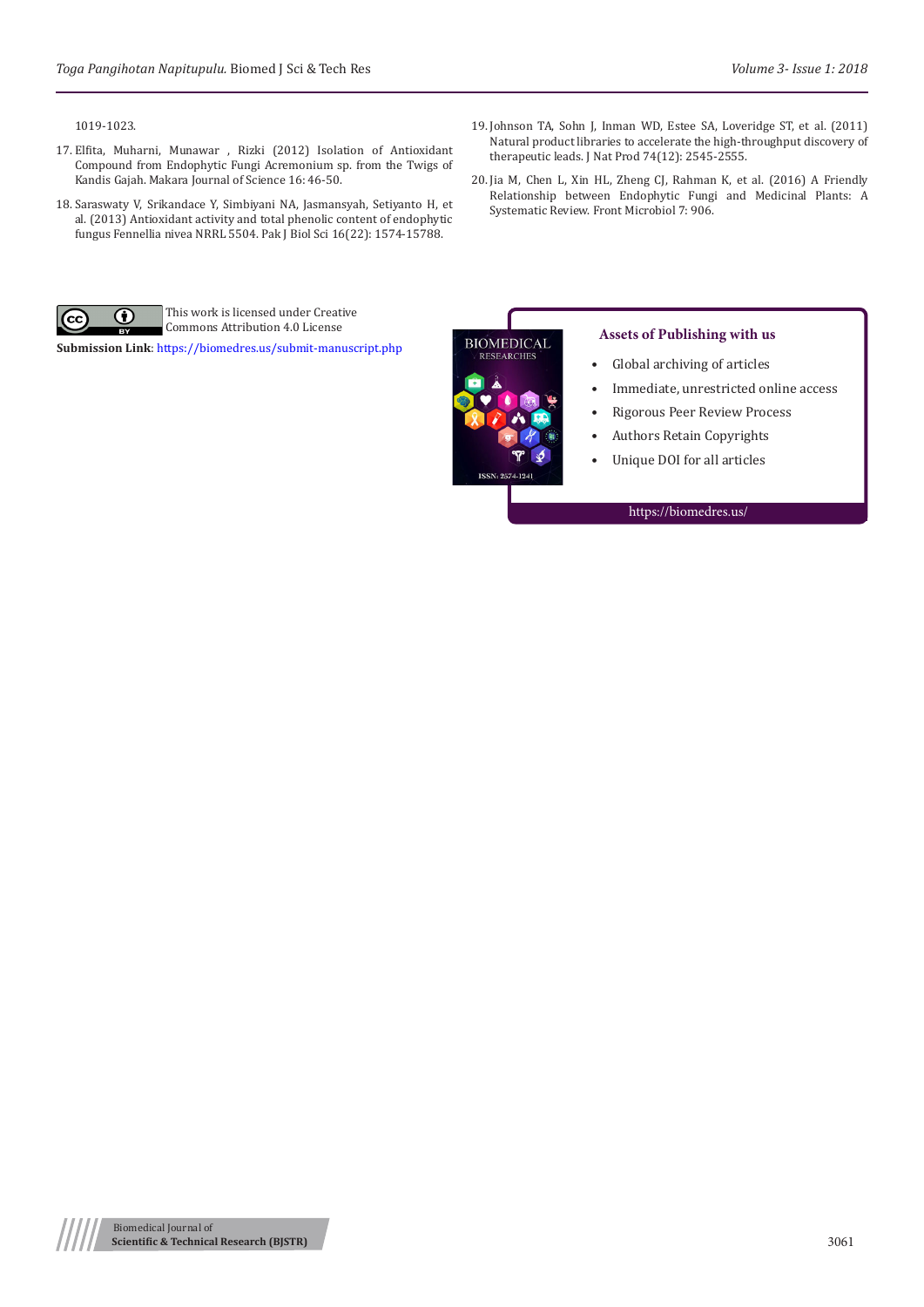1019-1023.

17. Elfita, Muharni, Munawar , Rizki (2012) Isolation of Antioxidant Compound from Endophytic Fungi Acremonium sp. from the Twigs of Kandis Gajah. Makara Journal of Science 16: 46-50.
18. Saraswaty V, Srikandace Y, Simbiyani NA, Jasmansyah, Setiyanto H, et al. (2013) Antioxidant activity and total phenolic content of endophytic fungus Fennellia nivea NRRL 5504. Pak J Biol Sci 16(22): 1574-15788.
19. Johnson TA, Sohn J, Inman WD, Estee SA, Loveridge ST, et al. (2011) Natural product libraries to accelerate the high-throughput discovery of therapeutic leads. J Nat Prod 74(12): 2545-2555.
20. Jia M, Chen L, Xin HL, Zheng CJ, Rahman K, et al. (2016) A Friendly Relationship between Endophytic Fungi and Medicinal Plants: A Systematic Review. Front Microbiol 7: 906.

This work is licensed under Creative Commons Attribution 4.0 License

**Submission Link**: https://biomedres.us/submit-manuscript.php

BIOMEDICAL RESEARCHES

ISSN: 2574-1241

**Assets of Publishing with us**

- Global archiving of articles
- Immediate, unrestricted online access
- Rigorous Peer Review Process
- Authors Retain Copyrights
- Unique DOI for all articles

https://biomedres.us/